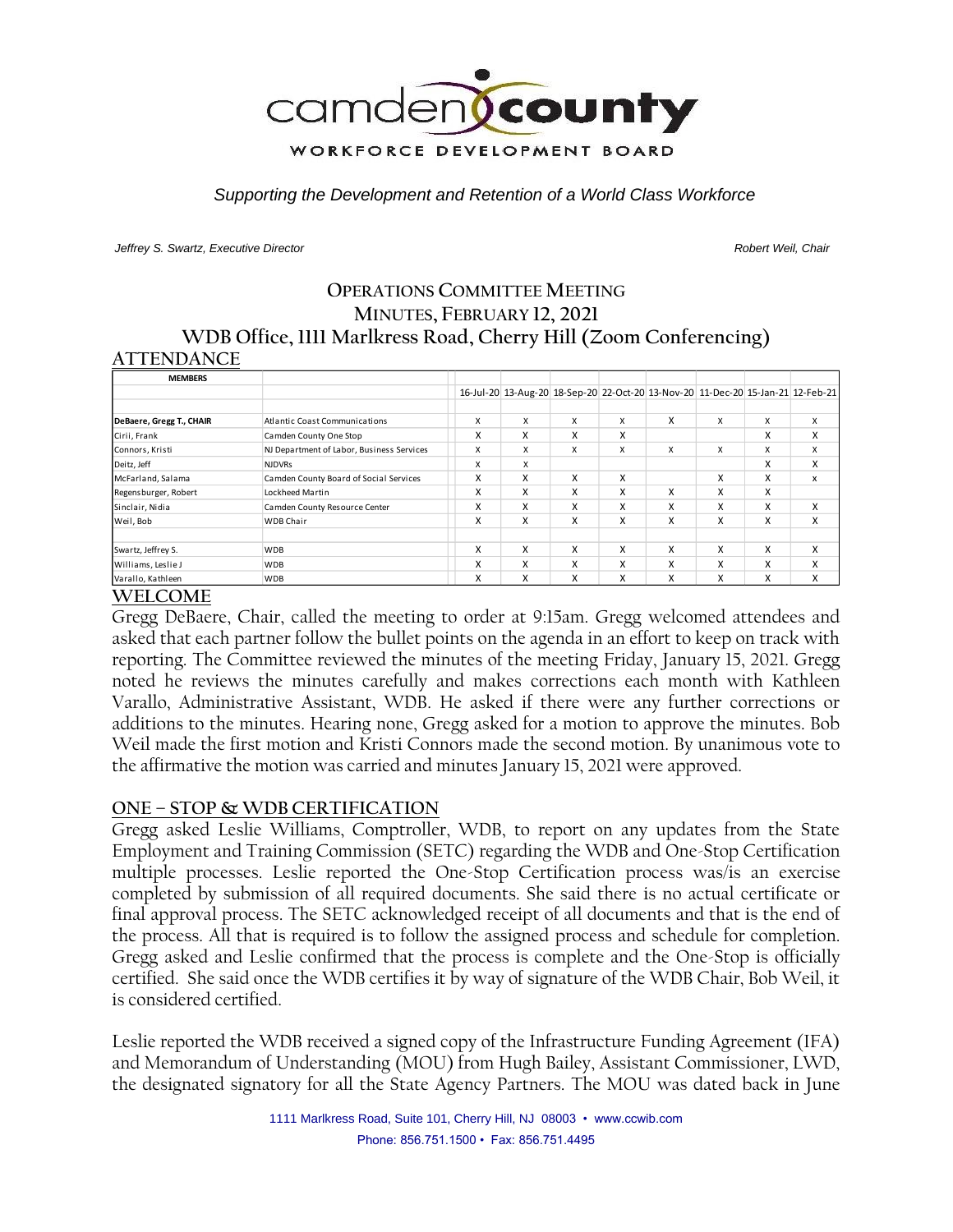camden county

WORKFORCE DEVELOPMENT BOARD

*Supporting the Development and Retention of a World Class Workforce*

*Jeffrey S. Swartz, Executive Director* *Robert Weil, Chair*

# OPERATIONS COMMITTEE MEETING

## MINUTES, FEBRUARY 12, 2021

## WDB Office, 1111 Marlkress Road, Cherry Hill (Zoom Conferencing)

## ATTENDANCE

| MEMBERS | | 16-Jul-20 | 13-Aug-20 | 18-Sep-20 | 22-Oct-20 | 13-Nov-20 | 11-Dec-20 | 15-Jan-21 | 12-Feb-21 |
|---|---|---|---|---|---|---|---|---|---|
| **DeBaere, Gregg T., CHAIR** | Atlantic Coast Communications | X | X | X | X | X | X | X | X |
| Cirii, Frank | Camden County One Stop | X | X | X | X | | | X | X |
| Connors, Kristi | NJ Department of Labor, Business Services | X | X | X | X | X | X | X | X |
| Deitz, Jeff | NJDVRs | X | X | | | | | X | X |
| McFarland, Salama | Camden County Board of Social Services | X | X | X | X | | X | X | x |
| Regensburger, Robert | Lockheed Martin | X | X | X | X | X | X | X | |
| Sinclair, Nidia | Camden County Resource Center | X | X | X | X | X | X | X | X |
| Weil, Bob | WDB Chair | X | X | X | X | X | X | X | X |
| | | | | | | | | | |
| Swartz, Jeffrey S. | WDB | X | X | X | X | X | X | X | X |
| Williams, Leslie J | WDB | X | X | X | X | X | X | X | X |
| Varallo, Kathleen | WDB | X | X | X | X | X | X | X | X |

## WELCOME

Gregg DeBaere, Chair, called the meeting to order at 9:15am. Gregg welcomed attendees and asked that each partner follow the bullet points on the agenda in an effort to keep on track with reporting. The Committee reviewed the minutes of the meeting Friday, January 15, 2021. Gregg noted he reviews the minutes carefully and makes corrections each month with Kathleen Varallo, Administrative Assistant, WDB. He asked if there were any further corrections or additions to the minutes. Hearing none, Gregg asked for a motion to approve the minutes. Bob Weil made the first motion and Kristi Connors made the second motion. By unanimous vote to the affirmative the motion was carried and minutes January 15, 2021 were approved.

## ONE – STOP & WDB CERTIFICATION

Gregg asked Leslie Williams, Comptroller, WDB, to report on any updates from the State Employment and Training Commission (SETC) regarding the WDB and One-Stop Certification multiple processes. Leslie reported the One-Stop Certification process was/is an exercise completed by submission of all required documents. She said there is no actual certificate or final approval process. The SETC acknowledged receipt of all documents and that is the end of the process. All that is required is to follow the assigned process and schedule for completion. Gregg asked and Leslie confirmed that the process is complete and the One-Stop is officially certified. She said once the WDB certifies it by way of signature of the WDB Chair, Bob Weil, it is considered certified.

Leslie reported the WDB received a signed copy of the Infrastructure Funding Agreement (IFA) and Memorandum of Understanding (MOU) from Hugh Bailey, Assistant Commissioner, LWD, the designated signatory for all the State Agency Partners. The MOU was dated back in June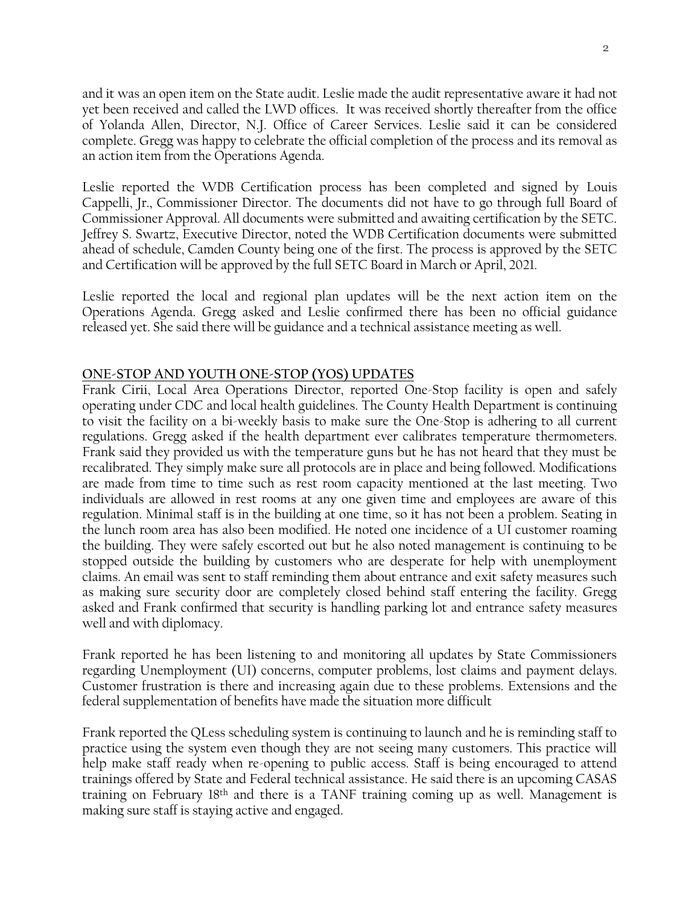and it was an open item on the State audit. Leslie made the audit representative aware it had not yet been received and called the LWD offices. It was received shortly thereafter from the office of Yolanda Allen, Director, N.J. Office of Career Services. Leslie said it can be considered complete. Gregg was happy to celebrate the official completion of the process and its removal as an action item from the Operations Agenda.

Leslie reported the WDB Certification process has been completed and signed by Louis Cappelli, Jr., Commissioner Director. The documents did not have to go through full Board of Commissioner Approval. All documents were submitted and awaiting certification by the SETC. Jeffrey S. Swartz, Executive Director, noted the WDB Certification documents were submitted ahead of schedule, Camden County being one of the first. The process is approved by the SETC and Certification will be approved by the full SETC Board in March or April, 2021.

Leslie reported the local and regional plan updates will be the next action item on the Operations Agenda. Gregg asked and Leslie confirmed there has been no official guidance released yet. She said there will be guidance and a technical assistance meeting as well.

## ONE-STOP AND YOUTH ONE-STOP (YOS) UPDATES

Frank Cirii, Local Area Operations Director, reported One-Stop facility is open and safely operating under CDC and local health guidelines. The County Health Department is continuing to visit the facility on a bi-weekly basis to make sure the One-Stop is adhering to all current regulations. Gregg asked if the health department ever calibrates temperature thermometers. Frank said they provided us with the temperature guns but he has not heard that they must be recalibrated. They simply make sure all protocols are in place and being followed. Modifications are made from time to time such as rest room capacity mentioned at the last meeting. Two individuals are allowed in rest rooms at any one given time and employees are aware of this regulation. Minimal staff is in the building at one time, so it has not been a problem. Seating in the lunch room area has also been modified. He noted one incidence of a UI customer roaming the building. They were safely escorted out but he also noted management is continuing to be stopped outside the building by customers who are desperate for help with unemployment claims. An email was sent to staff reminding them about entrance and exit safety measures such as making sure security door are completely closed behind staff entering the facility. Gregg asked and Frank confirmed that security is handling parking lot and entrance safety measures well and with diplomacy.

Frank reported he has been listening to and monitoring all updates by State Commissioners regarding Unemployment (UI) concerns, computer problems, lost claims and payment delays. Customer frustration is there and increasing again due to these problems. Extensions and the federal supplementation of benefits have made the situation more difficult

Frank reported the QLess scheduling system is continuing to launch and he is reminding staff to practice using the system even though they are not seeing many customers. This practice will help make staff ready when re-opening to public access. Staff is being encouraged to attend trainings offered by State and Federal technical assistance. He said there is an upcoming CASAS training on February 18th and there is a TANF training coming up as well. Management is making sure staff is staying active and engaged.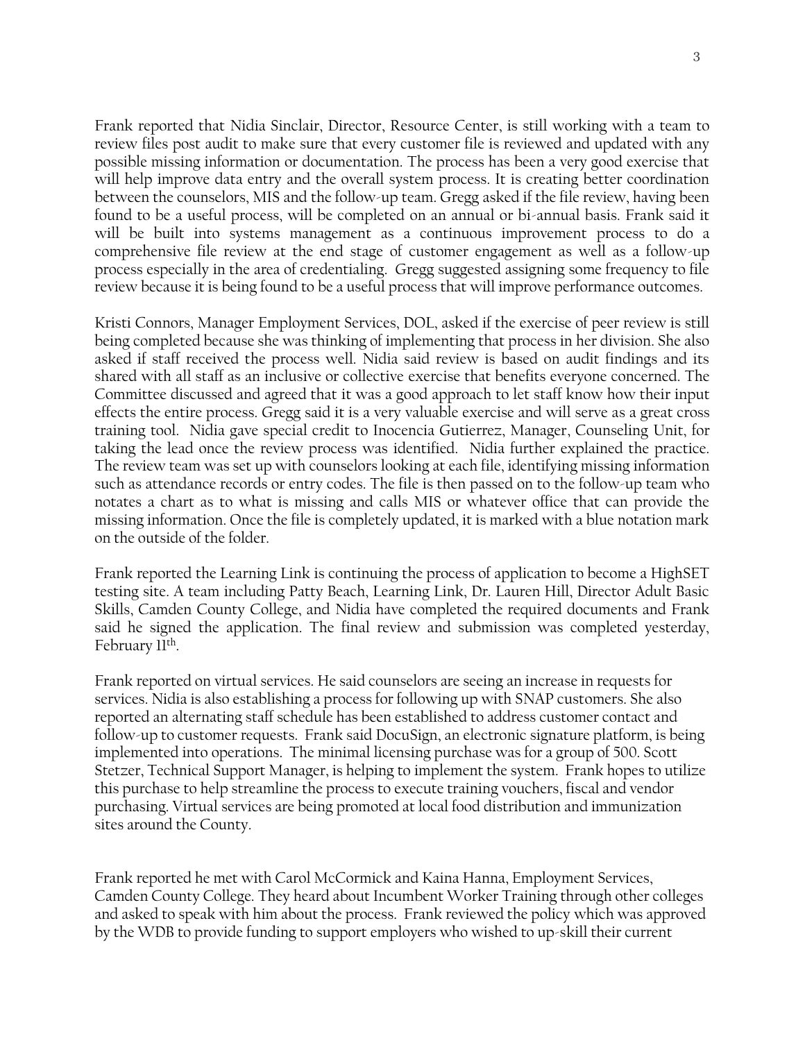Frank reported that Nidia Sinclair, Director, Resource Center, is still working with a team to review files post audit to make sure that every customer file is reviewed and updated with any possible missing information or documentation. The process has been a very good exercise that will help improve data entry and the overall system process. It is creating better coordination between the counselors, MIS and the follow-up team. Gregg asked if the file review, having been found to be a useful process, will be completed on an annual or bi-annual basis. Frank said it will be built into systems management as a continuous improvement process to do a comprehensive file review at the end stage of customer engagement as well as a follow-up process especially in the area of credentialing. Gregg suggested assigning some frequency to file review because it is being found to be a useful process that will improve performance outcomes.

Kristi Connors, Manager Employment Services, DOL, asked if the exercise of peer review is still being completed because she was thinking of implementing that process in her division. She also asked if staff received the process well. Nidia said review is based on audit findings and its shared with all staff as an inclusive or collective exercise that benefits everyone concerned. The Committee discussed and agreed that it was a good approach to let staff know how their input effects the entire process. Gregg said it is a very valuable exercise and will serve as a great cross training tool. Nidia gave special credit to Inocencia Gutierrez, Manager, Counseling Unit, for taking the lead once the review process was identified. Nidia further explained the practice. The review team was set up with counselors looking at each file, identifying missing information such as attendance records or entry codes. The file is then passed on to the follow-up team who notates a chart as to what is missing and calls MIS or whatever office that can provide the missing information. Once the file is completely updated, it is marked with a blue notation mark on the outside of the folder.

Frank reported the Learning Link is continuing the process of application to become a HighSET testing site. A team including Patty Beach, Learning Link, Dr. Lauren Hill, Director Adult Basic Skills, Camden County College, and Nidia have completed the required documents and Frank said he signed the application. The final review and submission was completed yesterday, February 11th.

Frank reported on virtual services. He said counselors are seeing an increase in requests for services. Nidia is also establishing a process for following up with SNAP customers. She also reported an alternating staff schedule has been established to address customer contact and follow-up to customer requests. Frank said DocuSign, an electronic signature platform, is being implemented into operations. The minimal licensing purchase was for a group of 500. Scott Stetzer, Technical Support Manager, is helping to implement the system. Frank hopes to utilize this purchase to help streamline the process to execute training vouchers, fiscal and vendor purchasing. Virtual services are being promoted at local food distribution and immunization sites around the County.

Frank reported he met with Carol McCormick and Kaina Hanna, Employment Services, Camden County College. They heard about Incumbent Worker Training through other colleges and asked to speak with him about the process. Frank reviewed the policy which was approved by the WDB to provide funding to support employers who wished to up-skill their current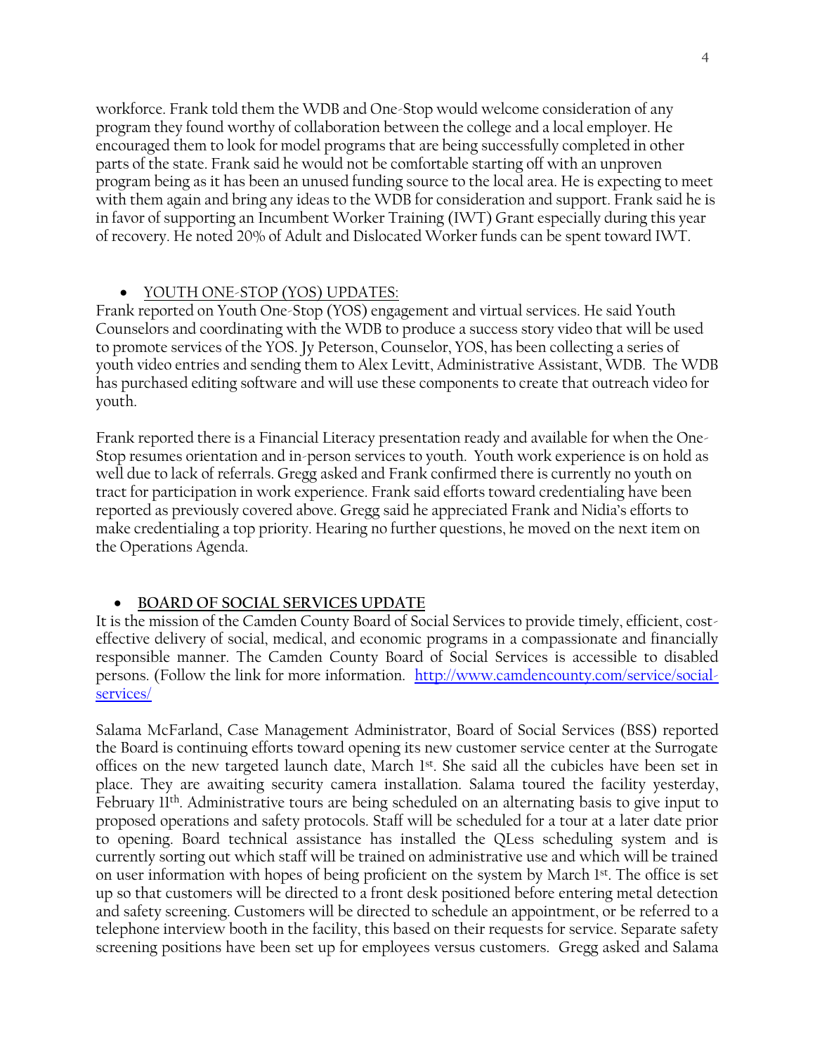workforce. Frank told them the WDB and One-Stop would welcome consideration of any program they found worthy of collaboration between the college and a local employer. He encouraged them to look for model programs that are being successfully completed in other parts of the state. Frank said he would not be comfortable starting off with an unproven program being as it has been an unused funding source to the local area. He is expecting to meet with them again and bring any ideas to the WDB for consideration and support. Frank said he is in favor of supporting an Incumbent Worker Training (IWT) Grant especially during this year of recovery. He noted 20% of Adult and Dislocated Worker funds can be spent toward IWT.

- <u>YOUTH ONE-STOP (YOS) UPDATES:</u>

Frank reported on Youth One-Stop (YOS) engagement and virtual services. He said Youth Counselors and coordinating with the WDB to produce a success story video that will be used to promote services of the YOS. Jy Peterson, Counselor, YOS, has been collecting a series of youth video entries and sending them to Alex Levitt, Administrative Assistant, WDB. The WDB has purchased editing software and will use these components to create that outreach video for youth.

Frank reported there is a Financial Literacy presentation ready and available for when the One-Stop resumes orientation and in-person services to youth. Youth work experience is on hold as well due to lack of referrals. Gregg asked and Frank confirmed there is currently no youth on tract for participation in work experience. Frank said efforts toward credentialing have been reported as previously covered above. Gregg said he appreciated Frank and Nidia's efforts to make credentialing a top priority. Hearing no further questions, he moved on the next item on the Operations Agenda.

- <u>**BOARD OF SOCIAL SERVICES UPDATE**</u>

It is the mission of the Camden County Board of Social Services to provide timely, efficient, cost-effective delivery of social, medical, and economic programs in a compassionate and financially responsible manner. The Camden County Board of Social Services is accessible to disabled persons. (Follow the link for more information. [http://www.camdencounty.com/service/social-services/](http://www.camdencounty.com/service/social-services/)

Salama McFarland, Case Management Administrator, Board of Social Services (BSS) reported the Board is continuing efforts toward opening its new customer service center at the Surrogate offices on the new targeted launch date, March 1st. She said all the cubicles have been set in place. They are awaiting security camera installation. Salama toured the facility yesterday, February 11th. Administrative tours are being scheduled on an alternating basis to give input to proposed operations and safety protocols. Staff will be scheduled for a tour at a later date prior to opening. Board technical assistance has installed the QLess scheduling system and is currently sorting out which staff will be trained on administrative use and which will be trained on user information with hopes of being proficient on the system by March 1st. The office is set up so that customers will be directed to a front desk positioned before entering metal detection and safety screening. Customers will be directed to schedule an appointment, or be referred to a telephone interview booth in the facility, this based on their requests for service. Separate safety screening positions have been set up for employees versus customers. Gregg asked and Salama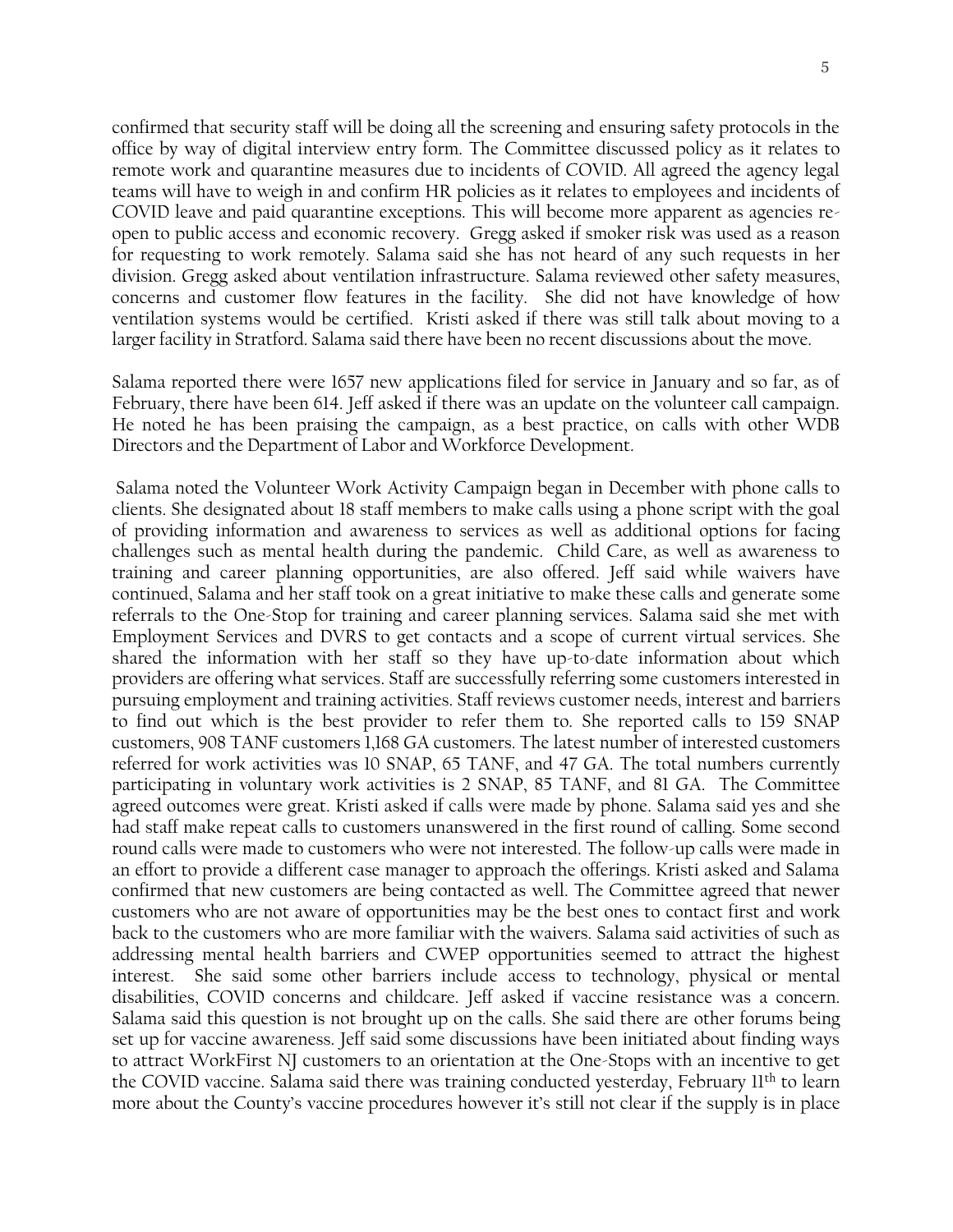confirmed that security staff will be doing all the screening and ensuring safety protocols in the office by way of digital interview entry form. The Committee discussed policy as it relates to remote work and quarantine measures due to incidents of COVID. All agreed the agency legal teams will have to weigh in and confirm HR policies as it relates to employees and incidents of COVID leave and paid quarantine exceptions. This will become more apparent as agencies re-open to public access and economic recovery. Gregg asked if smoker risk was used as a reason for requesting to work remotely. Salama said she has not heard of any such requests in her division. Gregg asked about ventilation infrastructure. Salama reviewed other safety measures, concerns and customer flow features in the facility. She did not have knowledge of how ventilation systems would be certified. Kristi asked if there was still talk about moving to a larger facility in Stratford. Salama said there have been no recent discussions about the move.

Salama reported there were 1657 new applications filed for service in January and so far, as of February, there have been 614. Jeff asked if there was an update on the volunteer call campaign. He noted he has been praising the campaign, as a best practice, on calls with other WDB Directors and the Department of Labor and Workforce Development.

Salama noted the Volunteer Work Activity Campaign began in December with phone calls to clients. She designated about 18 staff members to make calls using a phone script with the goal of providing information and awareness to services as well as additional options for facing challenges such as mental health during the pandemic. Child Care, as well as awareness to training and career planning opportunities, are also offered. Jeff said while waivers have continued, Salama and her staff took on a great initiative to make these calls and generate some referrals to the One-Stop for training and career planning services. Salama said she met with Employment Services and DVRS to get contacts and a scope of current virtual services. She shared the information with her staff so they have up-to-date information about which providers are offering what services. Staff are successfully referring some customers interested in pursuing employment and training activities. Staff reviews customer needs, interest and barriers to find out which is the best provider to refer them to. She reported calls to 159 SNAP customers, 908 TANF customers 1,168 GA customers. The latest number of interested customers referred for work activities was 10 SNAP, 65 TANF, and 47 GA. The total numbers currently participating in voluntary work activities is 2 SNAP, 85 TANF, and 81 GA. The Committee agreed outcomes were great. Kristi asked if calls were made by phone. Salama said yes and she had staff make repeat calls to customers unanswered in the first round of calling. Some second round calls were made to customers who were not interested. The follow-up calls were made in an effort to provide a different case manager to approach the offerings. Kristi asked and Salama confirmed that new customers are being contacted as well. The Committee agreed that newer customers who are not aware of opportunities may be the best ones to contact first and work back to the customers who are more familiar with the waivers. Salama said activities of such as addressing mental health barriers and CWEP opportunities seemed to attract the highest interest. She said some other barriers include access to technology, physical or mental disabilities, COVID concerns and childcare. Jeff asked if vaccine resistance was a concern. Salama said this question is not brought up on the calls. She said there are other forums being set up for vaccine awareness. Jeff said some discussions have been initiated about finding ways to attract WorkFirst NJ customers to an orientation at the One-Stops with an incentive to get the COVID vaccine. Salama said there was training conducted yesterday, February 11th to learn more about the County's vaccine procedures however it's still not clear if the supply is in place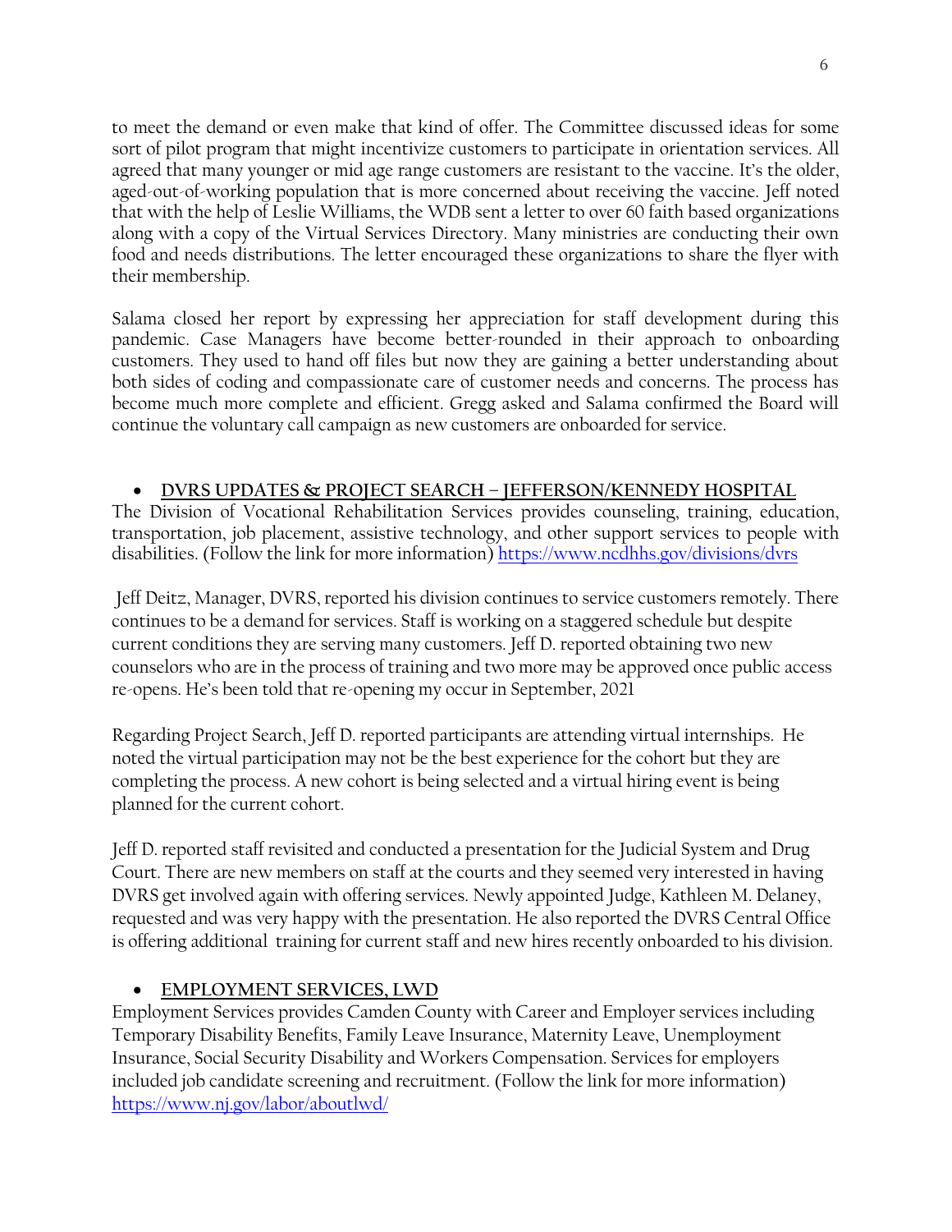to meet the demand or even make that kind of offer. The Committee discussed ideas for some sort of pilot program that might incentivize customers to participate in orientation services. All agreed that many younger or mid age range customers are resistant to the vaccine. It's the older, aged-out-of-working population that is more concerned about receiving the vaccine. Jeff noted that with the help of Leslie Williams, the WDB sent a letter to over 60 faith based organizations along with a copy of the Virtual Services Directory. Many ministries are conducting their own food and needs distributions. The letter encouraged these organizations to share the flyer with their membership.

Salama closed her report by expressing her appreciation for staff development during this pandemic. Case Managers have become better-rounded in their approach to onboarding customers. They used to hand off files but now they are gaining a better understanding about both sides of coding and compassionate care of customer needs and concerns. The process has become much more complete and efficient. Gregg asked and Salama confirmed the Board will continue the voluntary call campaign as new customers are onboarded for service.

- **DVRS UPDATES & PROJECT SEARCH – JEFFERSON/KENNEDY HOSPITAL**

The Division of Vocational Rehabilitation Services provides counseling, training, education, transportation, job placement, assistive technology, and other support services to people with disabilities. (Follow the link for more information) https://www.ncdhhs.gov/divisions/dvrs

Jeff Deitz, Manager, DVRS, reported his division continues to service customers remotely. There continues to be a demand for services. Staff is working on a staggered schedule but despite current conditions they are serving many customers. Jeff D. reported obtaining two new counselors who are in the process of training and two more may be approved once public access re-opens. He's been told that re-opening my occur in September, 2021

Regarding Project Search, Jeff D. reported participants are attending virtual internships. He noted the virtual participation may not be the best experience for the cohort but they are completing the process. A new cohort is being selected and a virtual hiring event is being planned for the current cohort.

Jeff D. reported staff revisited and conducted a presentation for the Judicial System and Drug Court. There are new members on staff at the courts and they seemed very interested in having DVRS get involved again with offering services. Newly appointed Judge, Kathleen M. Delaney, requested and was very happy with the presentation. He also reported the DVRS Central Office is offering additional training for current staff and new hires recently onboarded to his division.

- **EMPLOYMENT SERVICES, LWD**

Employment Services provides Camden County with Career and Employer services including Temporary Disability Benefits, Family Leave Insurance, Maternity Leave, Unemployment Insurance, Social Security Disability and Workers Compensation. Services for employers included job candidate screening and recruitment. (Follow the link for more information) https://www.nj.gov/labor/aboutlwd/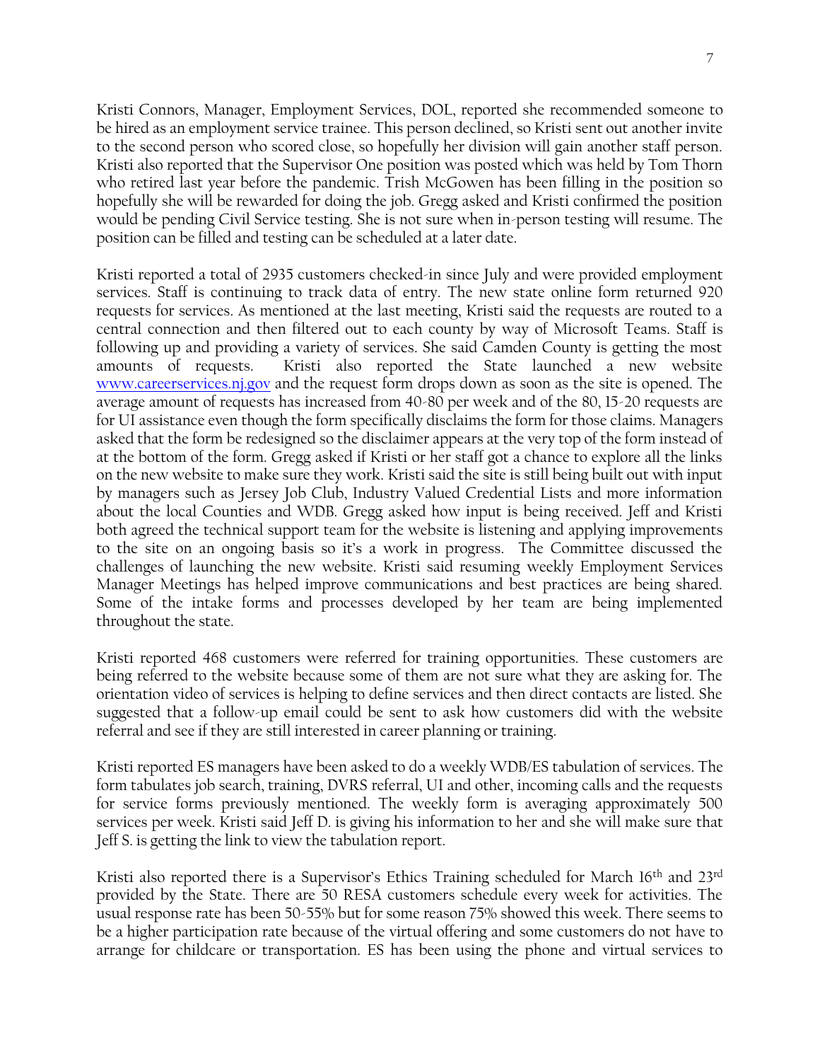Kristi Connors, Manager, Employment Services, DOL, reported she recommended someone to be hired as an employment service trainee. This person declined, so Kristi sent out another invite to the second person who scored close, so hopefully her division will gain another staff person. Kristi also reported that the Supervisor One position was posted which was held by Tom Thorn who retired last year before the pandemic. Trish McGowen has been filling in the position so hopefully she will be rewarded for doing the job. Gregg asked and Kristi confirmed the position would be pending Civil Service testing. She is not sure when in-person testing will resume. The position can be filled and testing can be scheduled at a later date.

Kristi reported a total of 2935 customers checked-in since July and were provided employment services. Staff is continuing to track data of entry. The new state online form returned 920 requests for services. As mentioned at the last meeting, Kristi said the requests are routed to a central connection and then filtered out to each county by way of Microsoft Teams. Staff is following up and providing a variety of services. She said Camden County is getting the most amounts of requests. Kristi also reported the State launched a new website [www.careerservices.nj.gov](http://www.careerservices.nj.gov) and the request form drops down as soon as the site is opened. The average amount of requests has increased from 40-80 per week and of the 80, 15-20 requests are for UI assistance even though the form specifically disclaims the form for those claims. Managers asked that the form be redesigned so the disclaimer appears at the very top of the form instead of at the bottom of the form. Gregg asked if Kristi or her staff got a chance to explore all the links on the new website to make sure they work. Kristi said the site is still being built out with input by managers such as Jersey Job Club, Industry Valued Credential Lists and more information about the local Counties and WDB. Gregg asked how input is being received. Jeff and Kristi both agreed the technical support team for the website is listening and applying improvements to the site on an ongoing basis so it's a work in progress. The Committee discussed the challenges of launching the new website. Kristi said resuming weekly Employment Services Manager Meetings has helped improve communications and best practices are being shared. Some of the intake forms and processes developed by her team are being implemented throughout the state.

Kristi reported 468 customers were referred for training opportunities. These customers are being referred to the website because some of them are not sure what they are asking for. The orientation video of services is helping to define services and then direct contacts are listed. She suggested that a follow-up email could be sent to ask how customers did with the website referral and see if they are still interested in career planning or training.

Kristi reported ES managers have been asked to do a weekly WDB/ES tabulation of services. The form tabulates job search, training, DVRS referral, UI and other, incoming calls and the requests for service forms previously mentioned. The weekly form is averaging approximately 500 services per week. Kristi said Jeff D. is giving his information to her and she will make sure that Jeff S. is getting the link to view the tabulation report.

Kristi also reported there is a Supervisor's Ethics Training scheduled for March 16th and 23rd provided by the State. There are 50 RESA customers schedule every week for activities. The usual response rate has been 50-55% but for some reason 75% showed this week. There seems to be a higher participation rate because of the virtual offering and some customers do not have to arrange for childcare or transportation. ES has been using the phone and virtual services to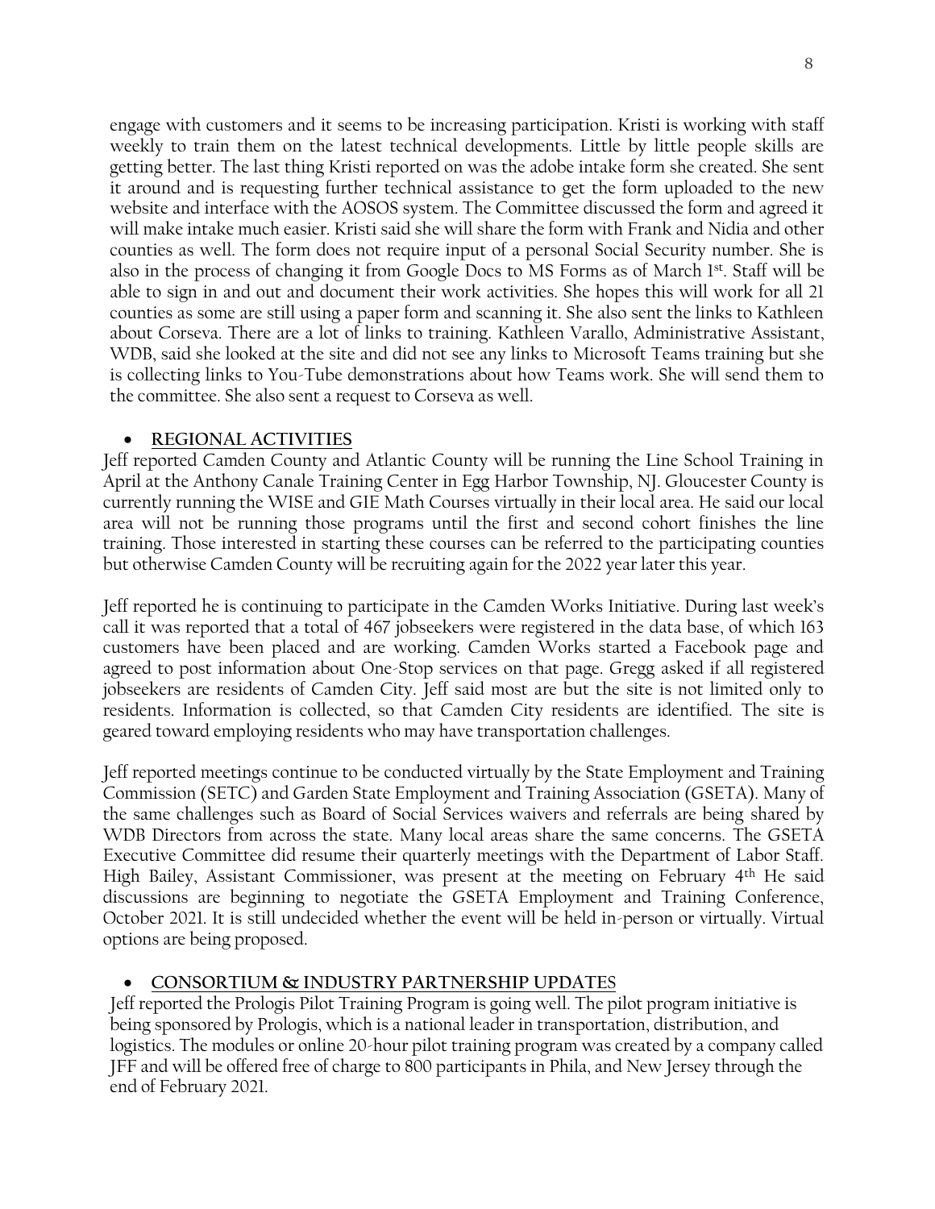engage with customers and it seems to be increasing participation. Kristi is working with staff weekly to train them on the latest technical developments. Little by little people skills are getting better. The last thing Kristi reported on was the adobe intake form she created. She sent it around and is requesting further technical assistance to get the form uploaded to the new website and interface with the AOSOS system. The Committee discussed the form and agreed it will make intake much easier. Kristi said she will share the form with Frank and Nidia and other counties as well. The form does not require input of a personal Social Security number. She is also in the process of changing it from Google Docs to MS Forms as of March 1st. Staff will be able to sign in and out and document their work activities. She hopes this will work for all 21 counties as some are still using a paper form and scanning it. She also sent the links to Kathleen about Corseva. There are a lot of links to training. Kathleen Varallo, Administrative Assistant, WDB, said she looked at the site and did not see any links to Microsoft Teams training but she is collecting links to You-Tube demonstrations about how Teams work. She will send them to the committee. She also sent a request to Corseva as well.

- **REGIONAL ACTIVITIES**

Jeff reported Camden County and Atlantic County will be running the Line School Training in April at the Anthony Canale Training Center in Egg Harbor Township, NJ. Gloucester County is currently running the WISE and GIE Math Courses virtually in their local area. He said our local area will not be running those programs until the first and second cohort finishes the line training. Those interested in starting these courses can be referred to the participating counties but otherwise Camden County will be recruiting again for the 2022 year later this year.

Jeff reported he is continuing to participate in the Camden Works Initiative. During last week's call it was reported that a total of 467 jobseekers were registered in the data base, of which 163 customers have been placed and are working. Camden Works started a Facebook page and agreed to post information about One-Stop services on that page. Gregg asked if all registered jobseekers are residents of Camden City. Jeff said most are but the site is not limited only to residents. Information is collected, so that Camden City residents are identified. The site is geared toward employing residents who may have transportation challenges.

Jeff reported meetings continue to be conducted virtually by the State Employment and Training Commission (SETC) and Garden State Employment and Training Association (GSETA). Many of the same challenges such as Board of Social Services waivers and referrals are being shared by WDB Directors from across the state. Many local areas share the same concerns. The GSETA Executive Committee did resume their quarterly meetings with the Department of Labor Staff. High Bailey, Assistant Commissioner, was present at the meeting on February 4th He said discussions are beginning to negotiate the GSETA Employment and Training Conference, October 2021. It is still undecided whether the event will be held in-person or virtually. Virtual options are being proposed.

- **CONSORTIUM & INDUSTRY PARTNERSHIP UPDATES**

Jeff reported the Prologis Pilot Training Program is going well. The pilot program initiative is being sponsored by Prologis, which is a national leader in transportation, distribution, and logistics. The modules or online 20-hour pilot training program was created by a company called JFF and will be offered free of charge to 800 participants in Phila, and New Jersey through the end of February 2021.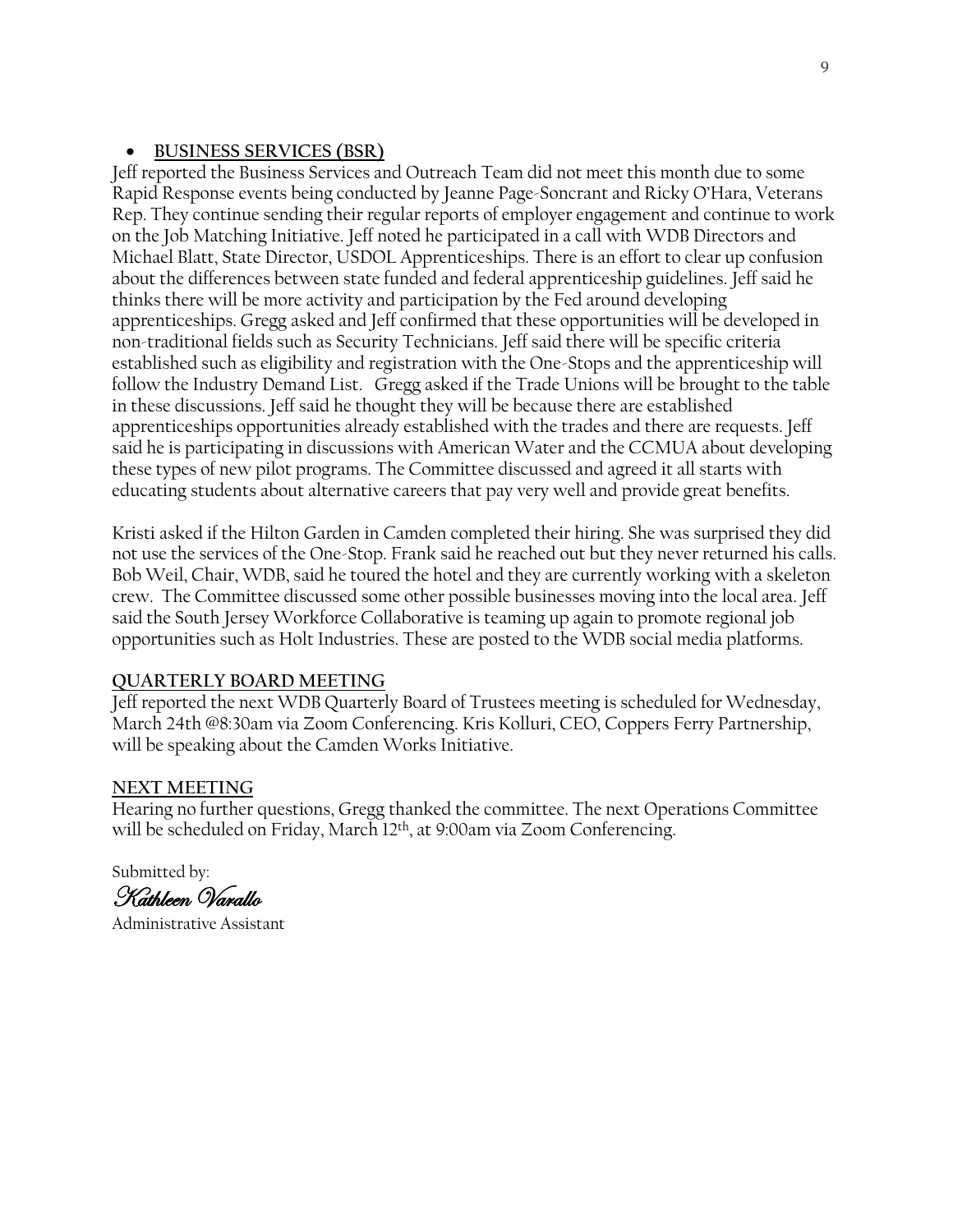- **BUSINESS SERVICES (BSR)**

Jeff reported the Business Services and Outreach Team did not meet this month due to some Rapid Response events being conducted by Jeanne Page-Soncrant and Ricky O'Hara, Veterans Rep. They continue sending their regular reports of employer engagement and continue to work on the Job Matching Initiative. Jeff noted he participated in a call with WDB Directors and Michael Blatt, State Director, USDOL Apprenticeships. There is an effort to clear up confusion about the differences between state funded and federal apprenticeship guidelines. Jeff said he thinks there will be more activity and participation by the Fed around developing apprenticeships. Gregg asked and Jeff confirmed that these opportunities will be developed in non-traditional fields such as Security Technicians. Jeff said there will be specific criteria established such as eligibility and registration with the One-Stops and the apprenticeship will follow the Industry Demand List. Gregg asked if the Trade Unions will be brought to the table in these discussions. Jeff said he thought they will be because there are established apprenticeships opportunities already established with the trades and there are requests. Jeff said he is participating in discussions with American Water and the CCMUA about developing these types of new pilot programs. The Committee discussed and agreed it all starts with educating students about alternative careers that pay very well and provide great benefits.

Kristi asked if the Hilton Garden in Camden completed their hiring. She was surprised they did not use the services of the One-Stop. Frank said he reached out but they never returned his calls. Bob Weil, Chair, WDB, said he toured the hotel and they are currently working with a skeleton crew. The Committee discussed some other possible businesses moving into the local area. Jeff said the South Jersey Workforce Collaborative is teaming up again to promote regional job opportunities such as Holt Industries. These are posted to the WDB social media platforms.

## QUARTERLY BOARD MEETING

Jeff reported the next WDB Quarterly Board of Trustees meeting is scheduled for Wednesday, March 24th @8:30am via Zoom Conferencing. Kris Kolluri, CEO, Coppers Ferry Partnership, will be speaking about the Camden Works Initiative.

## NEXT MEETING

Hearing no further questions, Gregg thanked the committee. The next Operations Committee will be scheduled on Friday, March 12th, at 9:00am via Zoom Conferencing.

Submitted by:

*Kathleen Varallo*

Administrative Assistant